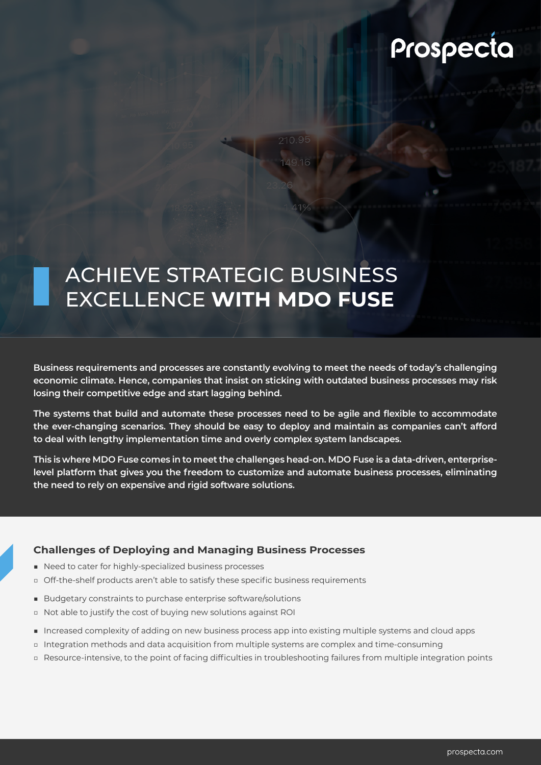# ACHIEVE STRATEGIC BUSINESS EXCELLENCE **WITH MDO FUSE**

**Business requirements and processes are constantly evolving to meet the needs of today's challenging economic climate. Hence, companies that insist on sticking with outdated business processes may risk losing their competitive edge and start lagging behind.**

**The systems that build and automate these processes need to be agile and flexible to accommodate the ever-changing scenarios. They should be easy to deploy and maintain as companies can't afford to deal with lengthy implementation time and overly complex system landscapes.**

**This is where MDO Fuse comes in to meet the challenges head-on. MDO Fuse is a data-driven, enterprise-level platform that gives you the freedom to customize and automate business processes, eliminating the need to rely on expensive and rigid software solutions.**

### Challenges of Deploying and Managing Business Processes

- Need to cater for highly-specialized business processes
  - Off-the-shelf products aren't able to satisfy these specific business requirements
- Budgetary constraints to purchase enterprise software/solutions
  - Not able to justify the cost of buying new solutions against ROI
- Increased complexity of adding on new business process app into existing multiple systems and cloud apps
  - Integration methods and data acquisition from multiple systems are complex and time-consuming
  - Resource-intensive, to the point of facing difficulties in troubleshooting failures from multiple integration points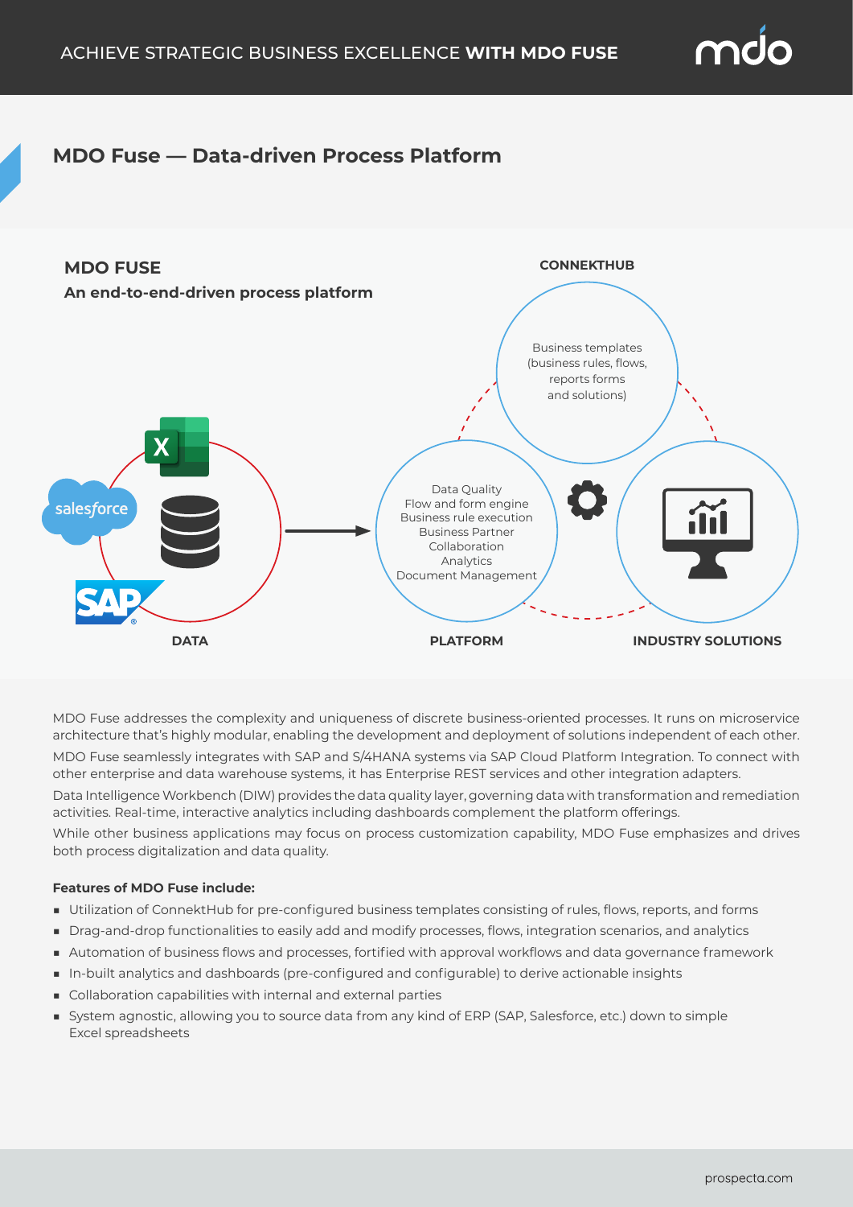## MDO Fuse — Data-driven Process Platform

**MDO FUSE**

**An end-to-end-driven process platform**

**CONNEKTHUB**

Business templates (business rules, flows, reports forms and solutions)

Data Quality
Flow and form engine
Business rule execution
Business Partner
Collaboration
Analytics
Document Management

**DATA**

**PLATFORM**

**INDUSTRY SOLUTIONS**

MDO Fuse addresses the complexity and uniqueness of discrete business-oriented processes. It runs on microservice architecture that's highly modular, enabling the development and deployment of solutions independent of each other.

MDO Fuse seamlessly integrates with SAP and S/4HANA systems via SAP Cloud Platform Integration. To connect with other enterprise and data warehouse systems, it has Enterprise REST services and other integration adapters.

Data Intelligence Workbench (DIW) provides the data quality layer, governing data with transformation and remediation activities. Real-time, interactive analytics including dashboards complement the platform offerings.

While other business applications may focus on process customization capability, MDO Fuse emphasizes and drives both process digitalization and data quality.

**Features of MDO Fuse include:**

- Utilization of ConnektHub for pre-configured business templates consisting of rules, flows, reports, and forms
- Drag-and-drop functionalities to easily add and modify processes, flows, integration scenarios, and analytics
- Automation of business flows and processes, fortified with approval workflows and data governance framework
- In-built analytics and dashboards (pre-configured and configurable) to derive actionable insights
- Collaboration capabilities with internal and external parties
- System agnostic, allowing you to source data from any kind of ERP (SAP, Salesforce, etc.) down to simple Excel spreadsheets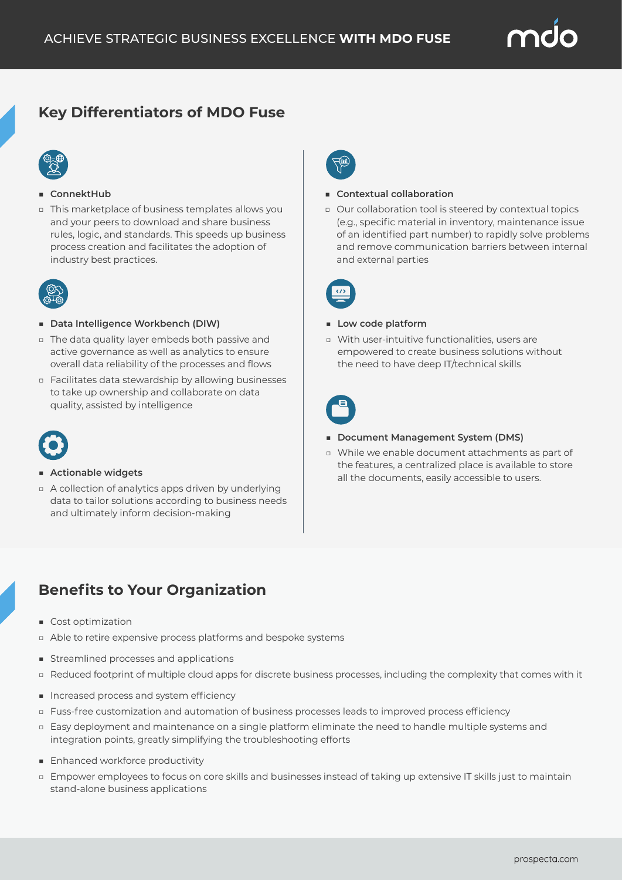## Key Differentiators of MDO Fuse

- **ConnektHub**
  - This marketplace of business templates allows you and your peers to download and share business rules, logic, and standards. This speeds up business process creation and facilitates the adoption of industry best practices.

- **Data Intelligence Workbench (DIW)**
  - The data quality layer embeds both passive and active governance as well as analytics to ensure overall data reliability of the processes and flows
  - Facilitates data stewardship by allowing businesses to take up ownership and collaborate on data quality, assisted by intelligence

- **Actionable widgets**
  - A collection of analytics apps driven by underlying data to tailor solutions according to business needs and ultimately inform decision-making

- **Contextual collaboration**
  - Our collaboration tool is steered by contextual topics (e.g., specific material in inventory, maintenance issue of an identified part number) to rapidly solve problems and remove communication barriers between internal and external parties

- **Low code platform**
  - With user-intuitive functionalities, users are empowered to create business solutions without the need to have deep IT/technical skills

- **Document Management System (DMS)**
  - While we enable document attachments as part of the features, a centralized place is available to store all the documents, easily accessible to users.

## Benefits to Your Organization

- Cost optimization
  - Able to retire expensive process platforms and bespoke systems
- Streamlined processes and applications
  - Reduced footprint of multiple cloud apps for discrete business processes, including the complexity that comes with it
- Increased process and system efficiency
  - Fuss-free customization and automation of business processes leads to improved process efficiency
  - Easy deployment and maintenance on a single platform eliminate the need to handle multiple systems and integration points, greatly simplifying the troubleshooting efforts
- Enhanced workforce productivity
  - Empower employees to focus on core skills and businesses instead of taking up extensive IT skills just to maintain stand-alone business applications